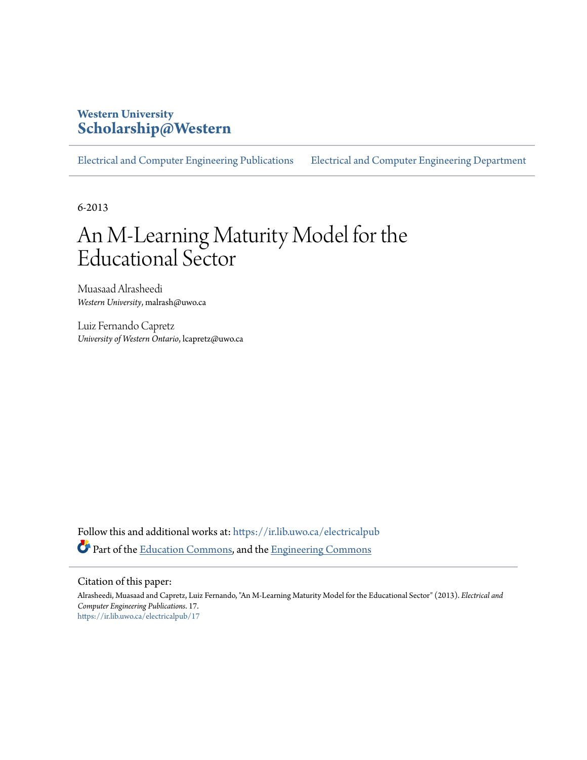Western University
**Scholarship@Western**

Electrical and Computer Engineering Publications | Electrical and Computer Engineering Department

6-2013

# An M-Learning Maturity Model for the Educational Sector

Muasaad Alrasheedi
*Western University*, malrash@uwo.ca

Luiz Fernando Capretz
*University of Western Ontario*, lcapretz@uwo.ca

Follow this and additional works at: https://ir.lib.uwo.ca/electricalpub

Part of the Education Commons, and the Engineering Commons

## Citation of this paper:

Alrasheedi, Muasaad and Capretz, Luiz Fernando, "An M-Learning Maturity Model for the Educational Sector" (2013). *Electrical and Computer Engineering Publications*. 17.
https://ir.lib.uwo.ca/electricalpub/17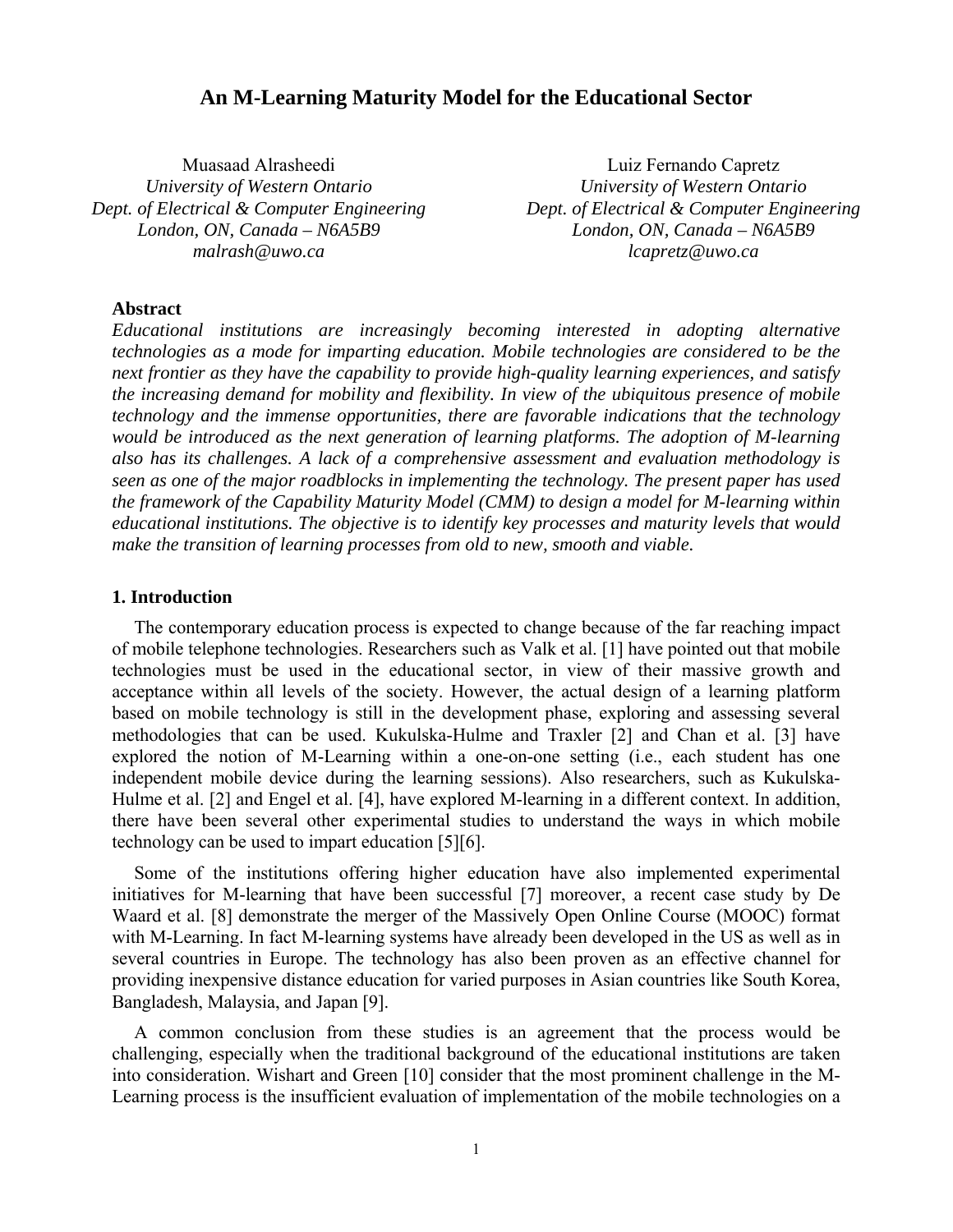# An M-Learning Maturity Model for the Educational Sector

Muasaad Alrasheedi
*University of Western Ontario*
*Dept. of Electrical & Computer Engineering*
*London, ON, Canada – N6A5B9*
*malrash@uwo.ca*

Luiz Fernando Capretz
*University of Western Ontario*
*Dept. of Electrical & Computer Engineering*
*London, ON, Canada – N6A5B9*
*lcapretz@uwo.ca*

### Abstract

*Educational institutions are increasingly becoming interested in adopting alternative technologies as a mode for imparting education. Mobile technologies are considered to be the next frontier as they have the capability to provide high-quality learning experiences, and satisfy the increasing demand for mobility and flexibility. In view of the ubiquitous presence of mobile technology and the immense opportunities, there are favorable indications that the technology would be introduced as the next generation of learning platforms. The adoption of M-learning also has its challenges. A lack of a comprehensive assessment and evaluation methodology is seen as one of the major roadblocks in implementing the technology. The present paper has used the framework of the Capability Maturity Model (CMM) to design a model for M-learning within educational institutions. The objective is to identify key processes and maturity levels that would make the transition of learning processes from old to new, smooth and viable.*

## 1. Introduction

The contemporary education process is expected to change because of the far reaching impact of mobile telephone technologies. Researchers such as Valk et al. [1] have pointed out that mobile technologies must be used in the educational sector, in view of their massive growth and acceptance within all levels of the society. However, the actual design of a learning platform based on mobile technology is still in the development phase, exploring and assessing several methodologies that can be used. Kukulska-Hulme and Traxler [2] and Chan et al. [3] have explored the notion of M-Learning within a one-on-one setting (i.e., each student has one independent mobile device during the learning sessions). Also researchers, such as Kukulska-Hulme et al. [2] and Engel et al. [4], have explored M-learning in a different context. In addition, there have been several other experimental studies to understand the ways in which mobile technology can be used to impart education [5][6].

Some of the institutions offering higher education have also implemented experimental initiatives for M-learning that have been successful [7] moreover, a recent case study by De Waard et al. [8] demonstrate the merger of the Massively Open Online Course (MOOC) format with M-Learning. In fact M-learning systems have already been developed in the US as well as in several countries in Europe. The technology has also been proven as an effective channel for providing inexpensive distance education for varied purposes in Asian countries like South Korea, Bangladesh, Malaysia, and Japan [9].

A common conclusion from these studies is an agreement that the process would be challenging, especially when the traditional background of the educational institutions are taken into consideration. Wishart and Green [10] consider that the most prominent challenge in the M-Learning process is the insufficient evaluation of implementation of the mobile technologies on a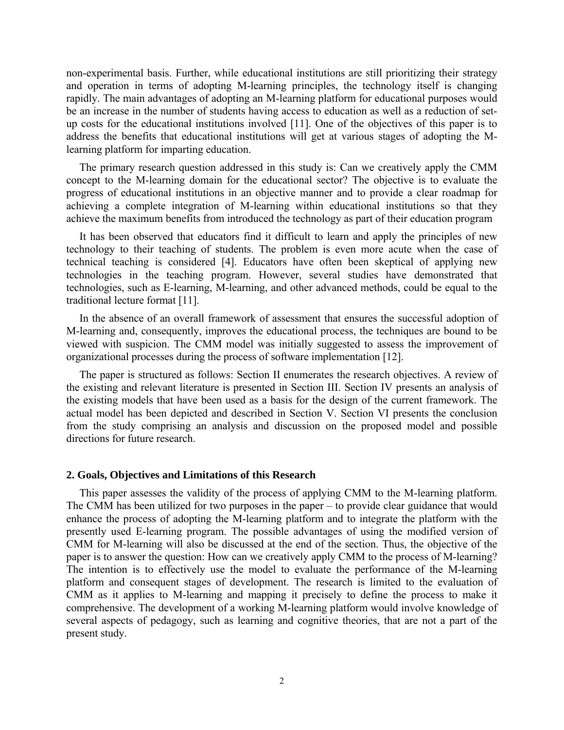non-experimental basis. Further, while educational institutions are still prioritizing their strategy and operation in terms of adopting M-learning principles, the technology itself is changing rapidly. The main advantages of adopting an M-learning platform for educational purposes would be an increase in the number of students having access to education as well as a reduction of set-up costs for the educational institutions involved [11]. One of the objectives of this paper is to address the benefits that educational institutions will get at various stages of adopting the M-learning platform for imparting education.

The primary research question addressed in this study is: Can we creatively apply the CMM concept to the M-learning domain for the educational sector? The objective is to evaluate the progress of educational institutions in an objective manner and to provide a clear roadmap for achieving a complete integration of M-learning within educational institutions so that they achieve the maximum benefits from introduced the technology as part of their education program

It has been observed that educators find it difficult to learn and apply the principles of new technology to their teaching of students. The problem is even more acute when the case of technical teaching is considered [4]. Educators have often been skeptical of applying new technologies in the teaching program. However, several studies have demonstrated that technologies, such as E-learning, M-learning, and other advanced methods, could be equal to the traditional lecture format [11].

In the absence of an overall framework of assessment that ensures the successful adoption of M-learning and, consequently, improves the educational process, the techniques are bound to be viewed with suspicion. The CMM model was initially suggested to assess the improvement of organizational processes during the process of software implementation [12].

The paper is structured as follows: Section II enumerates the research objectives. A review of the existing and relevant literature is presented in Section III. Section IV presents an analysis of the existing models that have been used as a basis for the design of the current framework. The actual model has been depicted and described in Section V. Section VI presents the conclusion from the study comprising an analysis and discussion on the proposed model and possible directions for future research.

## 2. Goals, Objectives and Limitations of this Research

This paper assesses the validity of the process of applying CMM to the M-learning platform. The CMM has been utilized for two purposes in the paper – to provide clear guidance that would enhance the process of adopting the M-learning platform and to integrate the platform with the presently used E-learning program. The possible advantages of using the modified version of CMM for M-learning will also be discussed at the end of the section. Thus, the objective of the paper is to answer the question: How can we creatively apply CMM to the process of M-learning? The intention is to effectively use the model to evaluate the performance of the M-learning platform and consequent stages of development. The research is limited to the evaluation of CMM as it applies to M-learning and mapping it precisely to define the process to make it comprehensive. The development of a working M-learning platform would involve knowledge of several aspects of pedagogy, such as learning and cognitive theories, that are not a part of the present study.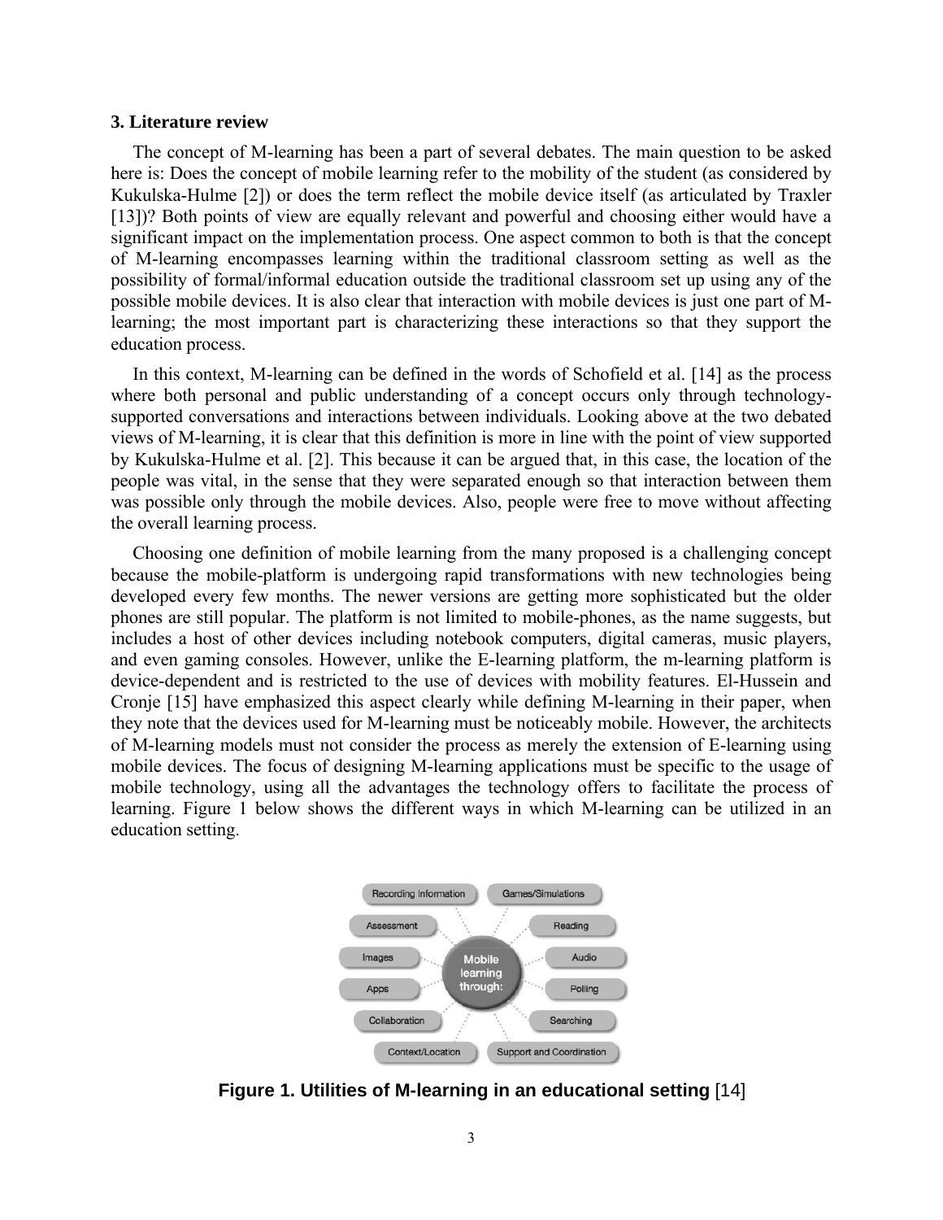## 3. Literature review

The concept of M-learning has been a part of several debates. The main question to be asked here is: Does the concept of mobile learning refer to the mobility of the student (as considered by Kukulska-Hulme [2]) or does the term reflect the mobile device itself (as articulated by Traxler [13])? Both points of view are equally relevant and powerful and choosing either would have a significant impact on the implementation process. One aspect common to both is that the concept of M-learning encompasses learning within the traditional classroom setting as well as the possibility of formal/informal education outside the traditional classroom set up using any of the possible mobile devices. It is also clear that interaction with mobile devices is just one part of M-learning; the most important part is characterizing these interactions so that they support the education process.

In this context, M-learning can be defined in the words of Schofield et al. [14] as the process where both personal and public understanding of a concept occurs only through technology-supported conversations and interactions between individuals. Looking above at the two debated views of M-learning, it is clear that this definition is more in line with the point of view supported by Kukulska-Hulme et al. [2]. This because it can be argued that, in this case, the location of the people was vital, in the sense that they were separated enough so that interaction between them was possible only through the mobile devices. Also, people were free to move without affecting the overall learning process.

Choosing one definition of mobile learning from the many proposed is a challenging concept because the mobile-platform is undergoing rapid transformations with new technologies being developed every few months. The newer versions are getting more sophisticated but the older phones are still popular. The platform is not limited to mobile-phones, as the name suggests, but includes a host of other devices including notebook computers, digital cameras, music players, and even gaming consoles. However, unlike the E-learning platform, the m-learning platform is device-dependent and is restricted to the use of devices with mobility features. El-Hussein and Cronje [15] have emphasized this aspect clearly while defining M-learning in their paper, when they note that the devices used for M-learning must be noticeably mobile. However, the architects of M-learning models must not consider the process as merely the extension of E-learning using mobile devices. The focus of designing M-learning applications must be specific to the usage of mobile technology, using all the advantages the technology offers to facilitate the process of learning. Figure 1 below shows the different ways in which M-learning can be utilized in an education setting.

Mobile learning through: Recording Information, Games/Simulations, Assessment, Reading, Images, Audio, Apps, Polling, Collaboration, Searching, Context/Location, Support and Coordination

**Figure 1. Utilities of M-learning in an educational setting** [14]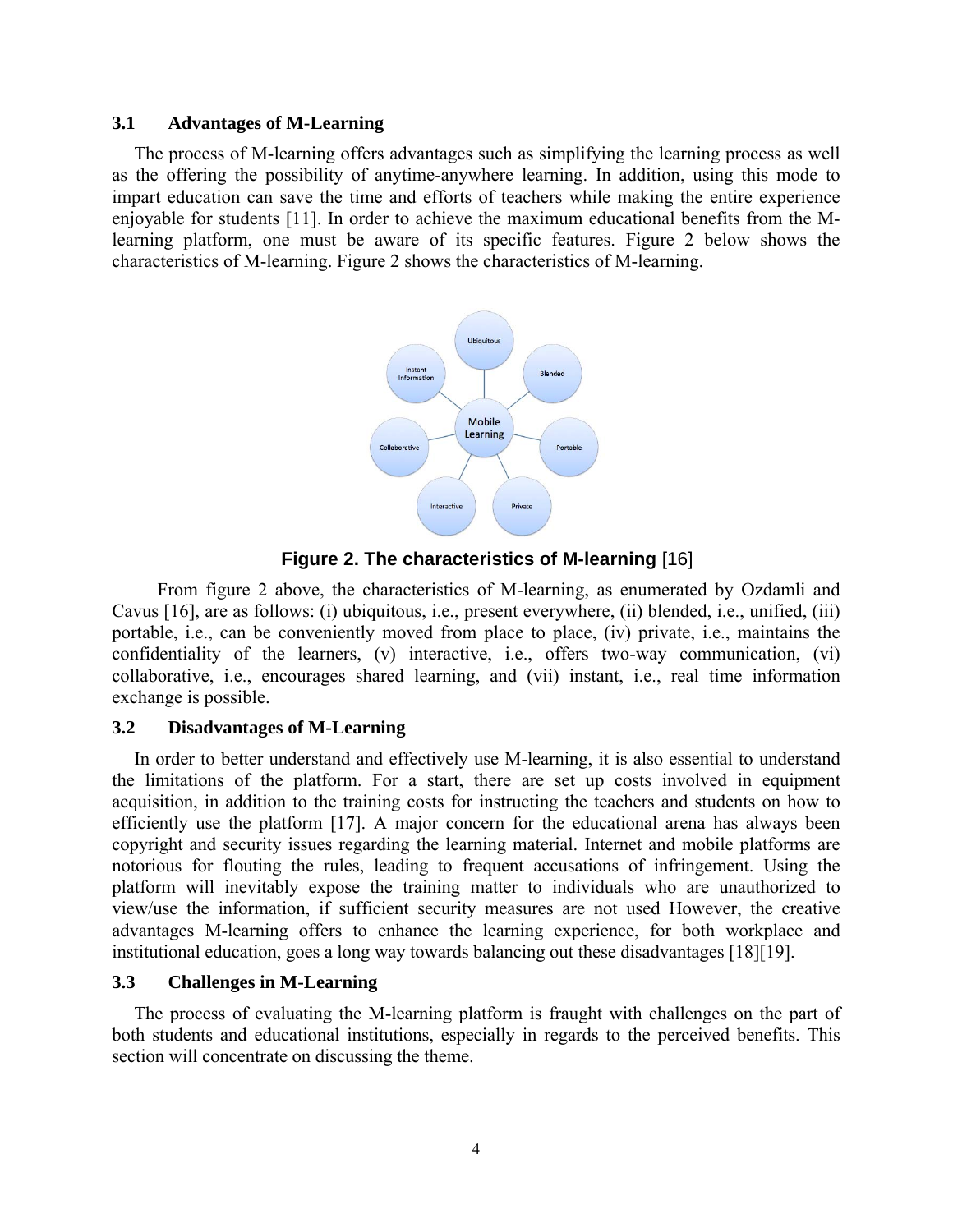### 3.1 Advantages of M-Learning

The process of M-learning offers advantages such as simplifying the learning process as well as the offering the possibility of anytime-anywhere learning. In addition, using this mode to impart education can save the time and efforts of teachers while making the entire experience enjoyable for students [11]. In order to achieve the maximum educational benefits from the M-learning platform, one must be aware of its specific features. Figure 2 below shows the characteristics of M-learning. Figure 2 shows the characteristics of M-learning.

**Figure 2. The characteristics of M-learning** [16]

From figure 2 above, the characteristics of M-learning, as enumerated by Ozdamli and Cavus [16], are as follows: (i) ubiquitous, i.e., present everywhere, (ii) blended, i.e., unified, (iii) portable, i.e., can be conveniently moved from place to place, (iv) private, i.e., maintains the confidentiality of the learners, (v) interactive, i.e., offers two-way communication, (vi) collaborative, i.e., encourages shared learning, and (vii) instant, i.e., real time information exchange is possible.

### 3.2 Disadvantages of M-Learning

In order to better understand and effectively use M-learning, it is also essential to understand the limitations of the platform. For a start, there are set up costs involved in equipment acquisition, in addition to the training costs for instructing the teachers and students on how to efficiently use the platform [17]. A major concern for the educational arena has always been copyright and security issues regarding the learning material. Internet and mobile platforms are notorious for flouting the rules, leading to frequent accusations of infringement. Using the platform will inevitably expose the training matter to individuals who are unauthorized to view/use the information, if sufficient security measures are not used However, the creative advantages M-learning offers to enhance the learning experience, for both workplace and institutional education, goes a long way towards balancing out these disadvantages [18][19].

### 3.3 Challenges in M-Learning

The process of evaluating the M-learning platform is fraught with challenges on the part of both students and educational institutions, especially in regards to the perceived benefits. This section will concentrate on discussing the theme.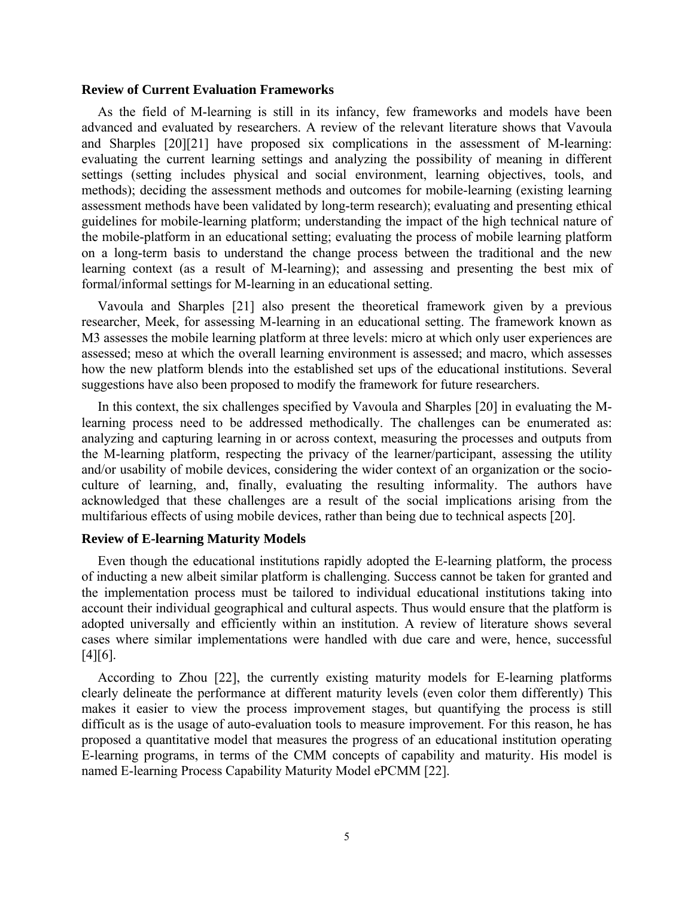### Review of Current Evaluation Frameworks

As the field of M-learning is still in its infancy, few frameworks and models have been advanced and evaluated by researchers. A review of the relevant literature shows that Vavoula and Sharples [20][21] have proposed six complications in the assessment of M-learning: evaluating the current learning settings and analyzing the possibility of meaning in different settings (setting includes physical and social environment, learning objectives, tools, and methods); deciding the assessment methods and outcomes for mobile-learning (existing learning assessment methods have been validated by long-term research); evaluating and presenting ethical guidelines for mobile-learning platform; understanding the impact of the high technical nature of the mobile-platform in an educational setting; evaluating the process of mobile learning platform on a long-term basis to understand the change process between the traditional and the new learning context (as a result of M-learning); and assessing and presenting the best mix of formal/informal settings for M-learning in an educational setting.

Vavoula and Sharples [21] also present the theoretical framework given by a previous researcher, Meek, for assessing M-learning in an educational setting. The framework known as M3 assesses the mobile learning platform at three levels: micro at which only user experiences are assessed; meso at which the overall learning environment is assessed; and macro, which assesses how the new platform blends into the established set ups of the educational institutions. Several suggestions have also been proposed to modify the framework for future researchers.

In this context, the six challenges specified by Vavoula and Sharples [20] in evaluating the M-learning process need to be addressed methodically. The challenges can be enumerated as: analyzing and capturing learning in or across context, measuring the processes and outputs from the M-learning platform, respecting the privacy of the learner/participant, assessing the utility and/or usability of mobile devices, considering the wider context of an organization or the socio-culture of learning, and, finally, evaluating the resulting informality. The authors have acknowledged that these challenges are a result of the social implications arising from the multifarious effects of using mobile devices, rather than being due to technical aspects [20].

### Review of E-learning Maturity Models

Even though the educational institutions rapidly adopted the E-learning platform, the process of inducting a new albeit similar platform is challenging. Success cannot be taken for granted and the implementation process must be tailored to individual educational institutions taking into account their individual geographical and cultural aspects. Thus would ensure that the platform is adopted universally and efficiently within an institution. A review of literature shows several cases where similar implementations were handled with due care and were, hence, successful [4][6].

According to Zhou [22], the currently existing maturity models for E-learning platforms clearly delineate the performance at different maturity levels (even color them differently) This makes it easier to view the process improvement stages, but quantifying the process is still difficult as is the usage of auto-evaluation tools to measure improvement. For this reason, he has proposed a quantitative model that measures the progress of an educational institution operating E-learning programs, in terms of the CMM concepts of capability and maturity. His model is named E-learning Process Capability Maturity Model ePCMM [22].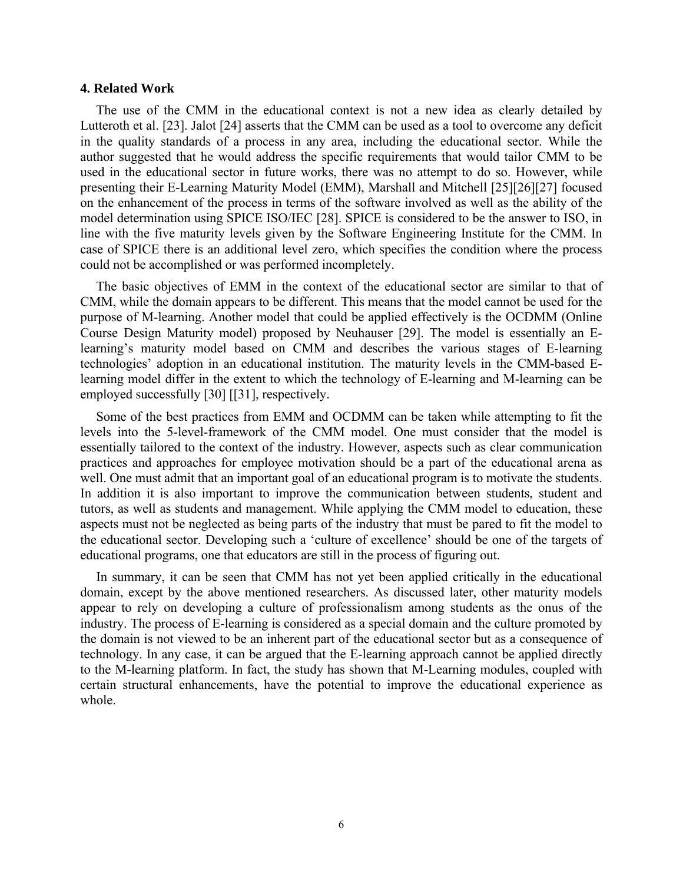## 4. Related Work

The use of the CMM in the educational context is not a new idea as clearly detailed by Lutteroth et al. [23]. Jalot [24] asserts that the CMM can be used as a tool to overcome any deficit in the quality standards of a process in any area, including the educational sector. While the author suggested that he would address the specific requirements that would tailor CMM to be used in the educational sector in future works, there was no attempt to do so. However, while presenting their E-Learning Maturity Model (EMM), Marshall and Mitchell [25][26][27] focused on the enhancement of the process in terms of the software involved as well as the ability of the model determination using SPICE ISO/IEC [28]. SPICE is considered to be the answer to ISO, in line with the five maturity levels given by the Software Engineering Institute for the CMM. In case of SPICE there is an additional level zero, which specifies the condition where the process could not be accomplished or was performed incompletely.

The basic objectives of EMM in the context of the educational sector are similar to that of CMM, while the domain appears to be different. This means that the model cannot be used for the purpose of M-learning. Another model that could be applied effectively is the OCDMM (Online Course Design Maturity model) proposed by Neuhauser [29]. The model is essentially an E-learning's maturity model based on CMM and describes the various stages of E-learning technologies' adoption in an educational institution. The maturity levels in the CMM-based E-learning model differ in the extent to which the technology of E-learning and M-learning can be employed successfully [30] [[31], respectively.

Some of the best practices from EMM and OCDMM can be taken while attempting to fit the levels into the 5-level-framework of the CMM model. One must consider that the model is essentially tailored to the context of the industry. However, aspects such as clear communication practices and approaches for employee motivation should be a part of the educational arena as well. One must admit that an important goal of an educational program is to motivate the students. In addition it is also important to improve the communication between students, student and tutors, as well as students and management. While applying the CMM model to education, these aspects must not be neglected as being parts of the industry that must be pared to fit the model to the educational sector. Developing such a 'culture of excellence' should be one of the targets of educational programs, one that educators are still in the process of figuring out.

In summary, it can be seen that CMM has not yet been applied critically in the educational domain, except by the above mentioned researchers. As discussed later, other maturity models appear to rely on developing a culture of professionalism among students as the onus of the industry. The process of E-learning is considered as a special domain and the culture promoted by the domain is not viewed to be an inherent part of the educational sector but as a consequence of technology. In any case, it can be argued that the E-learning approach cannot be applied directly to the M-learning platform. In fact, the study has shown that M-Learning modules, coupled with certain structural enhancements, have the potential to improve the educational experience as whole.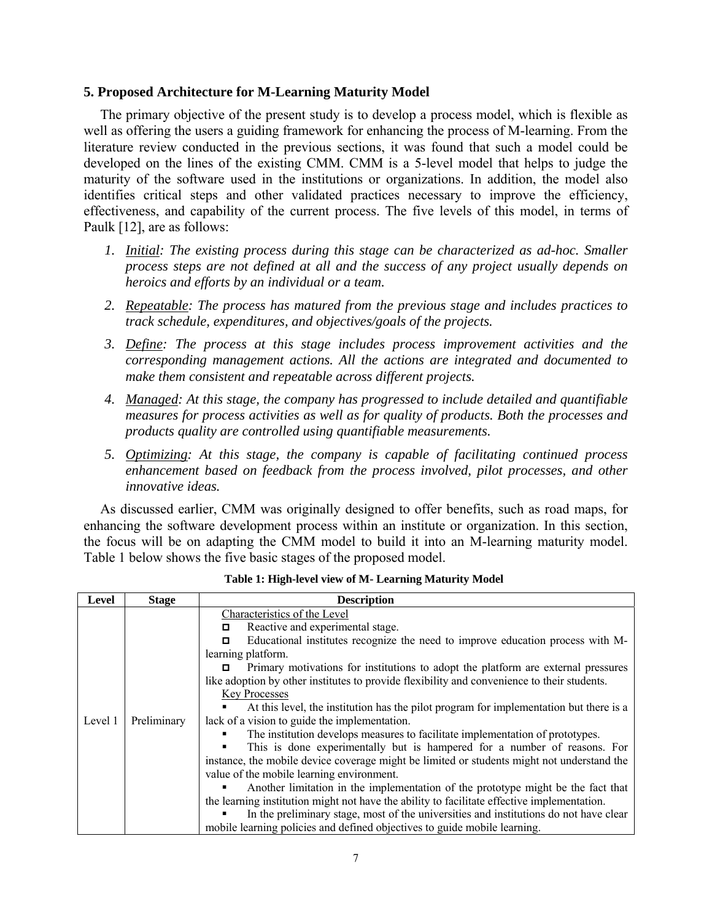### 5. Proposed Architecture for M-Learning Maturity Model

The primary objective of the present study is to develop a process model, which is flexible as well as offering the users a guiding framework for enhancing the process of M-learning. From the literature review conducted in the previous sections, it was found that such a model could be developed on the lines of the existing CMM. CMM is a 5-level model that helps to judge the maturity of the software used in the institutions or organizations. In addition, the model also identifies critical steps and other validated practices necessary to improve the efficiency, effectiveness, and capability of the current process. The five levels of this model, in terms of Paulk [12], are as follows:

1. *Initial: The existing process during this stage can be characterized as ad-hoc. Smaller process steps are not defined at all and the success of any project usually depends on heroics and efforts by an individual or a team.*
2. *Repeatable: The process has matured from the previous stage and includes practices to track schedule, expenditures, and objectives/goals of the projects.*
3. *Define: The process at this stage includes process improvement activities and the corresponding management actions. All the actions are integrated and documented to make them consistent and repeatable across different projects.*
4. *Managed: At this stage, the company has progressed to include detailed and quantifiable measures for process activities as well as for quality of products. Both the processes and products quality are controlled using quantifiable measurements.*
5. *Optimizing: At this stage, the company is capable of facilitating continued process enhancement based on feedback from the process involved, pilot processes, and other innovative ideas.*

As discussed earlier, CMM was originally designed to offer benefits, such as road maps, for enhancing the software development process within an institute or organization. In this section, the focus will be on adapting the CMM model to build it into an M-learning maturity model. Table 1 below shows the five basic stages of the proposed model.

**Table 1: High-level view of M- Learning Maturity Model**

| Level | Stage | Description |
|---|---|---|
| Level 1 | Preliminary | Characteristics of the Level<br>◻ Reactive and experimental stage.<br>◻ Educational institutes recognize the need to improve education process with M-learning platform.<br>◻ Primary motivations for institutions to adopt the platform are external pressures like adoption by other institutes to provide flexibility and convenience to their students.<br>Key Processes<br>▪ At this level, the institution has the pilot program for implementation but there is a lack of a vision to guide the implementation.<br>▪ The institution develops measures to facilitate implementation of prototypes.<br>▪ This is done experimentally but is hampered for a number of reasons. For instance, the mobile device coverage might be limited or students might not understand the value of the mobile learning environment.<br>▪ Another limitation in the implementation of the prototype might be the fact that the learning institution might not have the ability to facilitate effective implementation.<br>▪ In the preliminary stage, most of the universities and institutions do not have clear mobile learning policies and defined objectives to guide mobile learning. |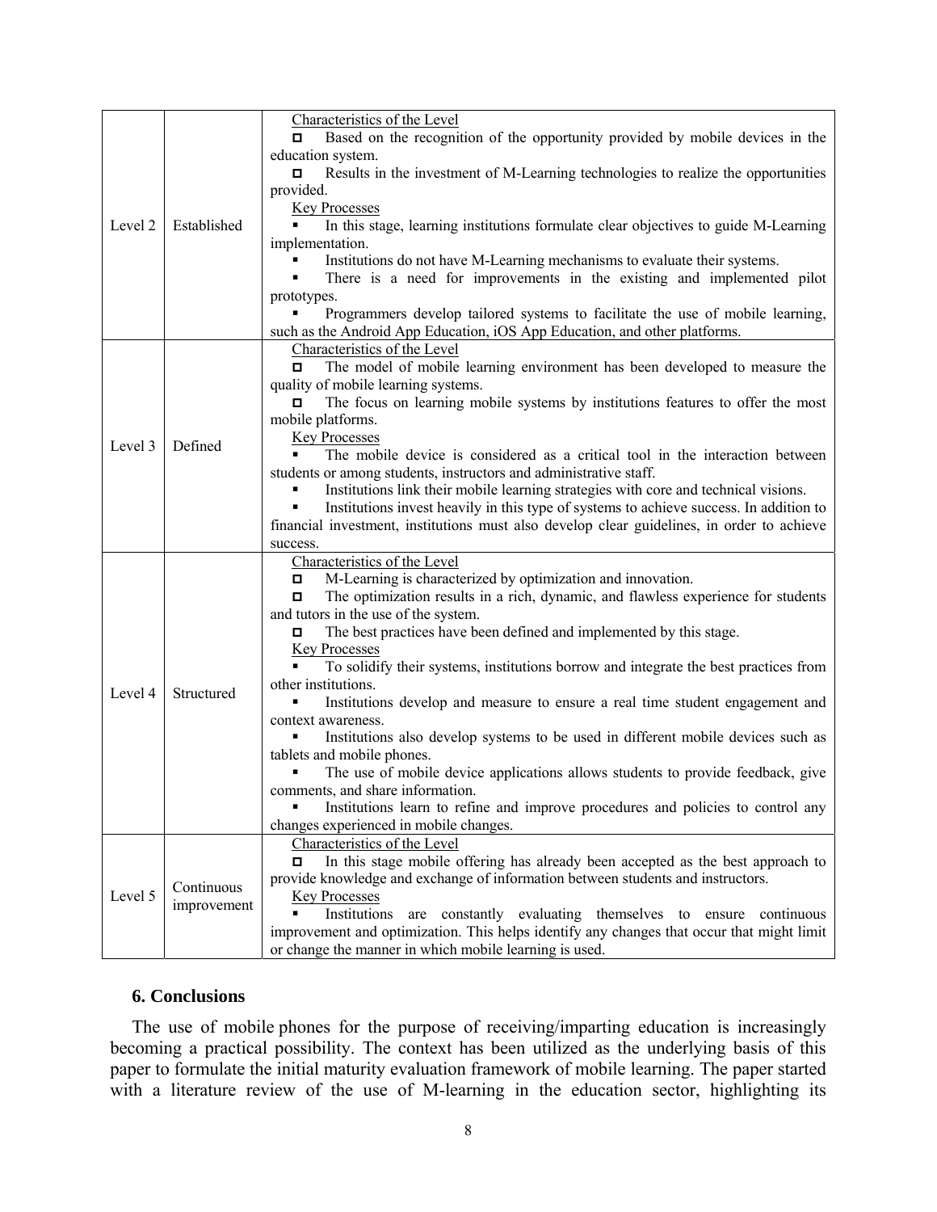| | | |
|---|---|---|
| Level 2 | Established | Characteristics of the Level<br>◻ Based on the recognition of the opportunity provided by mobile devices in the education system.<br>◻ Results in the investment of M-Learning technologies to realize the opportunities provided.<br>Key Processes<br>▪ In this stage, learning institutions formulate clear objectives to guide M-Learning implementation.<br>▪ Institutions do not have M-Learning mechanisms to evaluate their systems.<br>▪ There is a need for improvements in the existing and implemented pilot prototypes.<br>▪ Programmers develop tailored systems to facilitate the use of mobile learning, such as the Android App Education, iOS App Education, and other platforms. |
| Level 3 | Defined | Characteristics of the Level<br>◻ The model of mobile learning environment has been developed to measure the quality of mobile learning systems.<br>◻ The focus on learning mobile systems by institutions features to offer the most mobile platforms.<br>Key Processes<br>▪ The mobile device is considered as a critical tool in the interaction between students or among students, instructors and administrative staff.<br>▪ Institutions link their mobile learning strategies with core and technical visions.<br>▪ Institutions invest heavily in this type of systems to achieve success. In addition to financial investment, institutions must also develop clear guidelines, in order to achieve success. |
| Level 4 | Structured | Characteristics of the Level<br>◻ M-Learning is characterized by optimization and innovation.<br>◻ The optimization results in a rich, dynamic, and flawless experience for students and tutors in the use of the system.<br>◻ The best practices have been defined and implemented by this stage.<br>Key Processes<br>▪ To solidify their systems, institutions borrow and integrate the best practices from other institutions.<br>▪ Institutions develop and measure to ensure a real time student engagement and context awareness.<br>▪ Institutions also develop systems to be used in different mobile devices such as tablets and mobile phones.<br>▪ The use of mobile device applications allows students to provide feedback, give comments, and share information.<br>▪ Institutions learn to refine and improve procedures and policies to control any changes experienced in mobile changes. |
| Level 5 | Continuous improvement | Characteristics of the Level<br>◻ In this stage mobile offering has already been accepted as the best approach to provide knowledge and exchange of information between students and instructors.<br>Key Processes<br>▪ Institutions are constantly evaluating themselves to ensure continuous improvement and optimization. This helps identify any changes that occur that might limit or change the manner in which mobile learning is used. |

## 6. Conclusions

The use of mobile phones for the purpose of receiving/imparting education is increasingly becoming a practical possibility. The context has been utilized as the underlying basis of this paper to formulate the initial maturity evaluation framework of mobile learning. The paper started with a literature review of the use of M-learning in the education sector, highlighting its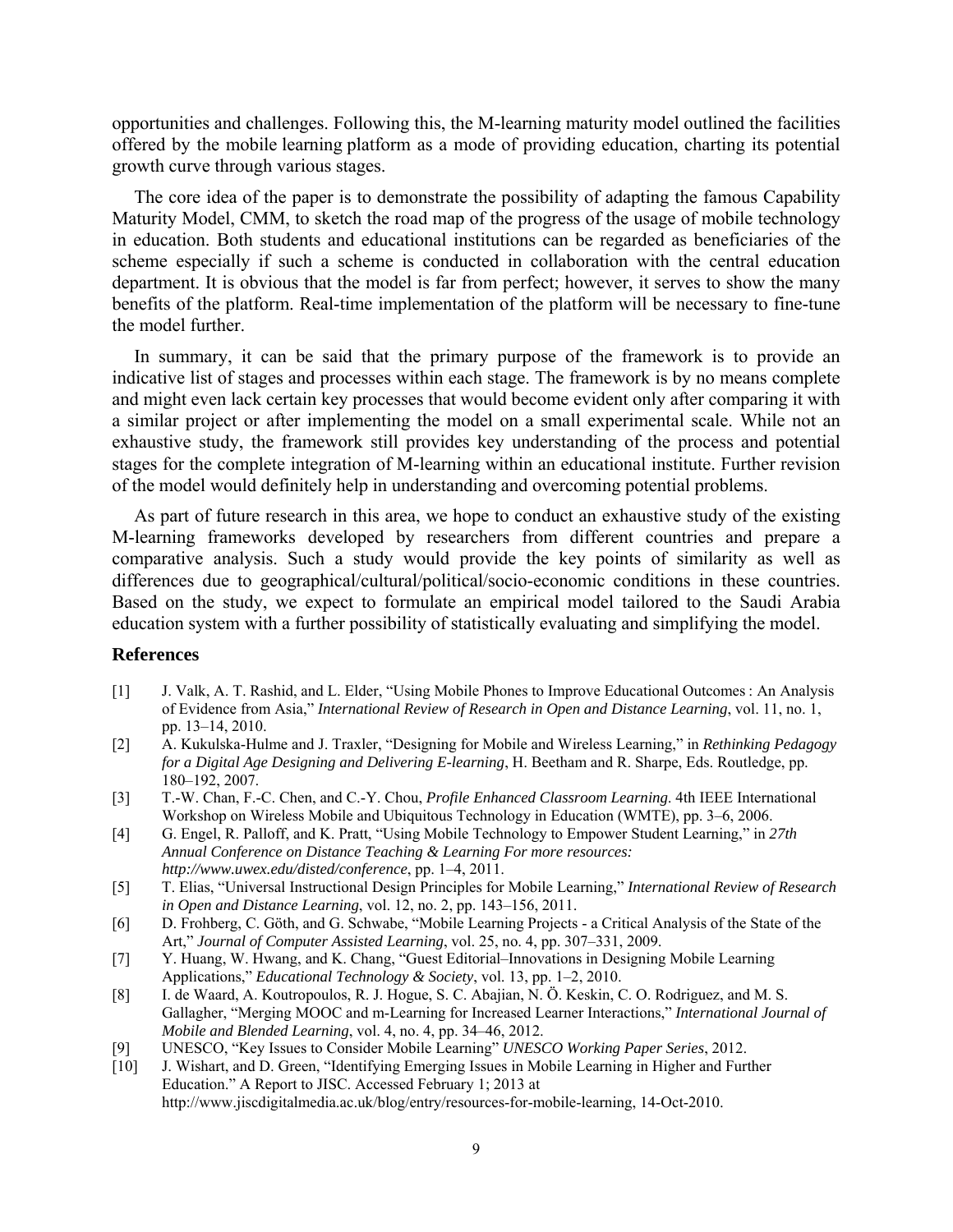opportunities and challenges. Following this, the M-learning maturity model outlined the facilities offered by the mobile learning platform as a mode of providing education, charting its potential growth curve through various stages.

The core idea of the paper is to demonstrate the possibility of adapting the famous Capability Maturity Model, CMM, to sketch the road map of the progress of the usage of mobile technology in education. Both students and educational institutions can be regarded as beneficiaries of the scheme especially if such a scheme is conducted in collaboration with the central education department. It is obvious that the model is far from perfect; however, it serves to show the many benefits of the platform. Real-time implementation of the platform will be necessary to fine-tune the model further.

In summary, it can be said that the primary purpose of the framework is to provide an indicative list of stages and processes within each stage. The framework is by no means complete and might even lack certain key processes that would become evident only after comparing it with a similar project or after implementing the model on a small experimental scale. While not an exhaustive study, the framework still provides key understanding of the process and potential stages for the complete integration of M-learning within an educational institute. Further revision of the model would definitely help in understanding and overcoming potential problems.

As part of future research in this area, we hope to conduct an exhaustive study of the existing M-learning frameworks developed by researchers from different countries and prepare a comparative analysis. Such a study would provide the key points of similarity as well as differences due to geographical/cultural/political/socio-economic conditions in these countries. Based on the study, we expect to formulate an empirical model tailored to the Saudi Arabia education system with a further possibility of statistically evaluating and simplifying the model.

## References

[1] J. Valk, A. T. Rashid, and L. Elder, "Using Mobile Phones to Improve Educational Outcomes : An Analysis of Evidence from Asia," *International Review of Research in Open and Distance Learning*, vol. 11, no. 1, pp. 13–14, 2010.

[2] A. Kukulska-Hulme and J. Traxler, "Designing for Mobile and Wireless Learning," in *Rethinking Pedagogy for a Digital Age Designing and Delivering E-learning*, H. Beetham and R. Sharpe, Eds. Routledge, pp. 180–192, 2007.

[3] T.-W. Chan, F.-C. Chen, and C.-Y. Chou, *Profile Enhanced Classroom Learning*. 4th IEEE International Workshop on Wireless Mobile and Ubiquitous Technology in Education (WMTE), pp. 3–6, 2006.

[4] G. Engel, R. Palloff, and K. Pratt, "Using Mobile Technology to Empower Student Learning," in *27th Annual Conference on Distance Teaching & Learning For more resources: http://www.uwex.edu/disted/conference*, pp. 1–4, 2011.

[5] T. Elias, "Universal Instructional Design Principles for Mobile Learning," *International Review of Research in Open and Distance Learning*, vol. 12, no. 2, pp. 143–156, 2011.

[6] D. Frohberg, C. Göth, and G. Schwabe, "Mobile Learning Projects - a Critical Analysis of the State of the Art," *Journal of Computer Assisted Learning*, vol. 25, no. 4, pp. 307–331, 2009.

[7] Y. Huang, W. Hwang, and K. Chang, "Guest Editorial–Innovations in Designing Mobile Learning Applications," *Educational Technology & Society*, vol. 13, pp. 1–2, 2010.

[8] I. de Waard, A. Koutropoulos, R. J. Hogue, S. C. Abajian, N. Ö. Keskin, C. O. Rodriguez, and M. S. Gallagher, "Merging MOOC and m-Learning for Increased Learner Interactions," *International Journal of Mobile and Blended Learning*, vol. 4, no. 4, pp. 34–46, 2012.

[9] UNESCO, "Key Issues to Consider Mobile Learning" *UNESCO Working Paper Series*, 2012.

[10] J. Wishart, and D. Green, "Identifying Emerging Issues in Mobile Learning in Higher and Further Education." A Report to JISC. Accessed February 1; 2013 at http://www.jiscdigitalmedia.ac.uk/blog/entry/resources-for-mobile-learning, 14-Oct-2010.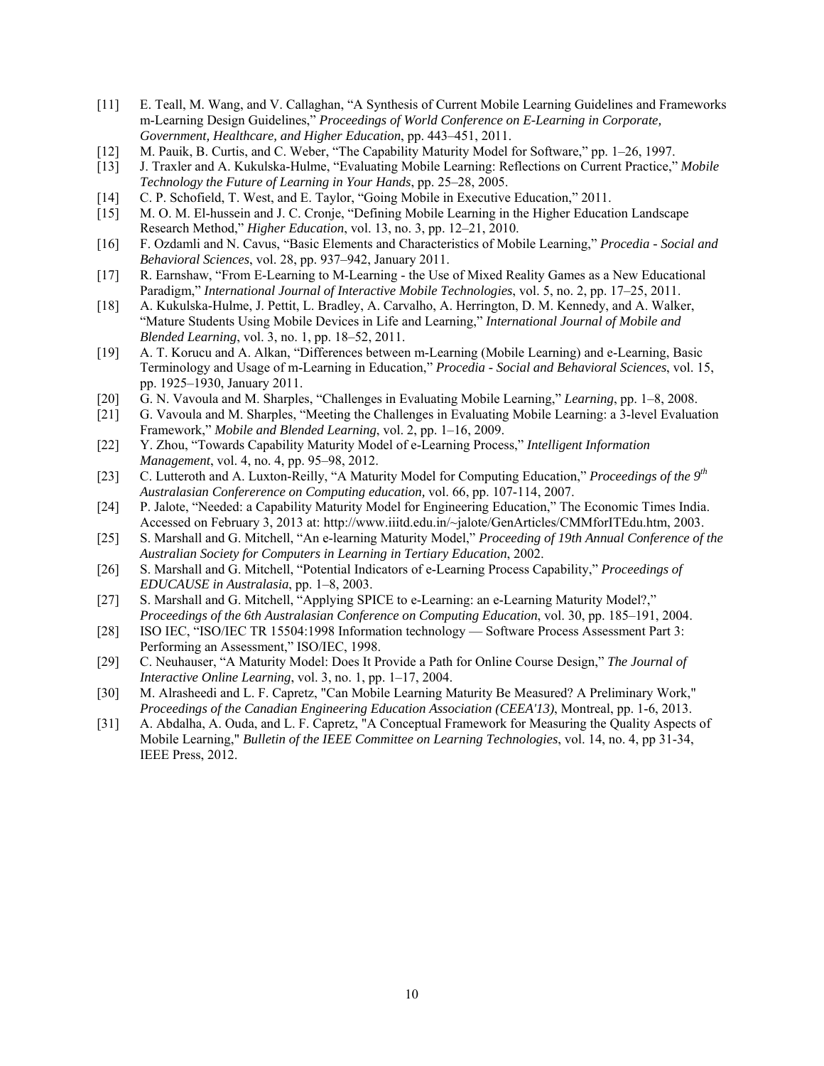[11] E. Teall, M. Wang, and V. Callaghan, “A Synthesis of Current Mobile Learning Guidelines and Frameworks m-Learning Design Guidelines,” *Proceedings of World Conference on E-Learning in Corporate, Government, Healthcare, and Higher Education*, pp. 443–451, 2011.

[12] M. Pauik, B. Curtis, and C. Weber, “The Capability Maturity Model for Software,” pp. 1–26, 1997.

[13] J. Traxler and A. Kukulska-Hulme, “Evaluating Mobile Learning: Reflections on Current Practice,” *Mobile Technology the Future of Learning in Your Hands*, pp. 25–28, 2005.

[14] C. P. Schofield, T. West, and E. Taylor, “Going Mobile in Executive Education,” 2011.

[15] M. O. M. El-hussein and J. C. Cronje, “Defining Mobile Learning in the Higher Education Landscape Research Method,” *Higher Education*, vol. 13, no. 3, pp. 12–21, 2010.

[16] F. Ozdamli and N. Cavus, “Basic Elements and Characteristics of Mobile Learning,” *Procedia - Social and Behavioral Sciences*, vol. 28, pp. 937–942, January 2011.

[17] R. Earnshaw, “From E-Learning to M-Learning - the Use of Mixed Reality Games as a New Educational Paradigm,” *International Journal of Interactive Mobile Technologies*, vol. 5, no. 2, pp. 17–25, 2011.

[18] A. Kukulska-Hulme, J. Pettit, L. Bradley, A. Carvalho, A. Herrington, D. M. Kennedy, and A. Walker, “Mature Students Using Mobile Devices in Life and Learning,” *International Journal of Mobile and Blended Learning*, vol. 3, no. 1, pp. 18–52, 2011.

[19] A. T. Korucu and A. Alkan, “Differences between m-Learning (Mobile Learning) and e-Learning, Basic Terminology and Usage of m-Learning in Education,” *Procedia - Social and Behavioral Sciences*, vol. 15, pp. 1925–1930, January 2011.

[20] G. N. Vavoula and M. Sharples, “Challenges in Evaluating Mobile Learning,” *Learning*, pp. 1–8, 2008.

[21] G. Vavoula and M. Sharples, “Meeting the Challenges in Evaluating Mobile Learning: a 3-level Evaluation Framework,” *Mobile and Blended Learning*, vol. 2, pp. 1–16, 2009.

[22] Y. Zhou, “Towards Capability Maturity Model of e-Learning Process,” *Intelligent Information Management*, vol. 4, no. 4, pp. 95–98, 2012.

[23] C. Lutteroth and A. Luxton-Reilly, “A Maturity Model for Computing Education,” *Proceedings of the 9th Australasian Confererence on Computing education,* vol. 66, pp. 107-114, 2007.

[24] P. Jalote, “Needed: a Capability Maturity Model for Engineering Education,” The Economic Times India. Accessed on February 3, 2013 at: http://www.iiitd.edu.in/~jalote/GenArticles/CMMforITEdu.htm, 2003.

[25] S. Marshall and G. Mitchell, “An e-learning Maturity Model,” *Proceeding of 19th Annual Conference of the Australian Society for Computers in Learning in Tertiary Education*, 2002.

[26] S. Marshall and G. Mitchell, “Potential Indicators of e-Learning Process Capability,” *Proceedings of EDUCAUSE in Australasia*, pp. 1–8, 2003.

[27] S. Marshall and G. Mitchell, “Applying SPICE to e-Learning: an e-Learning Maturity Model?,” *Proceedings of the 6th Australasian Conference on Computing Education*, vol. 30, pp. 185–191, 2004.

[28] ISO IEC, “ISO/IEC TR 15504:1998 Information technology — Software Process Assessment Part 3: Performing an Assessment,” ISO/IEC, 1998.

[29] C. Neuhauser, “A Maturity Model: Does It Provide a Path for Online Course Design,” *The Journal of Interactive Online Learning*, vol. 3, no. 1, pp. 1–17, 2004.

[30] M. Alrasheedi and L. F. Capretz, "Can Mobile Learning Maturity Be Measured? A Preliminary Work," *Proceedings of the Canadian Engineering Education Association (CEEA'13)*, Montreal, pp. 1-6, 2013.

[31] A. Abdalha, A. Ouda, and L. F. Capretz, "A Conceptual Framework for Measuring the Quality Aspects of Mobile Learning," *Bulletin of the IEEE Committee on Learning Technologies*, vol. 14, no. 4, pp 31-34, IEEE Press, 2012.